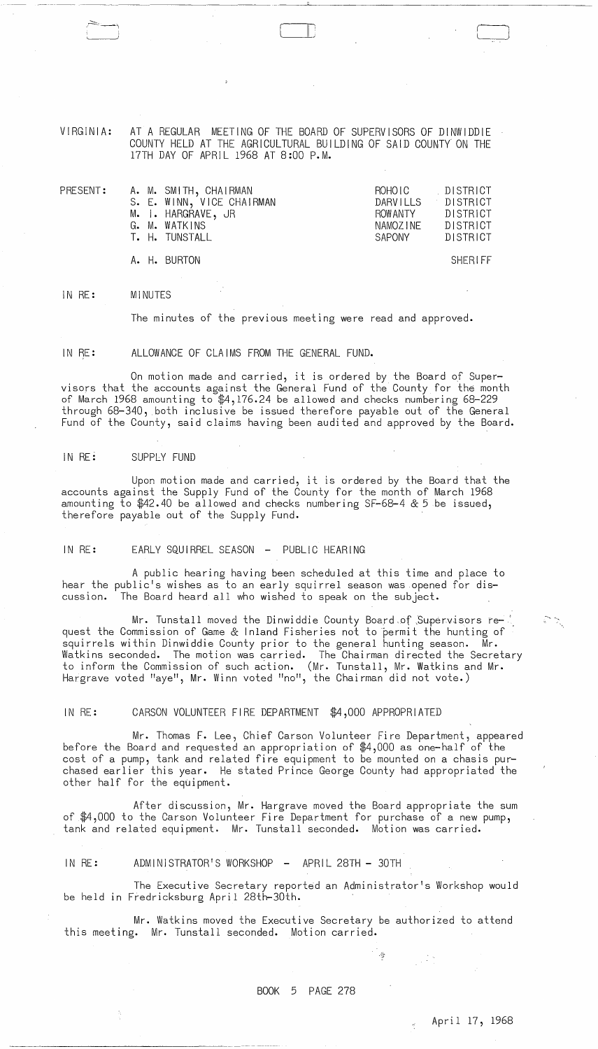VIRGINIA: AT A REGULAR MEETING OF THE BOARD OF SUPERVISORS OF DINWIDDIE COUNTY HELD AT THE AGRICULTURAL BUILDING OF SAID COUNTY ON THE 17TH DAY OF APRIL 1968 AT 8:00 P.M.

| PRESENT: | | | |
|---|---|---|---|
| | A. M. SMITH, CHAIRMAN | ROHOIC | DISTRICT |
| | S. E. WINN, VICE CHAIRMAN | DARVILLS | DISTRICT |
| | M. I. HARGRAVE, JR | ROWANTY | DISTRICT |
| | G. M. WATKINS | NAMOZINE | DISTRICT |
| | T. H. TUNSTALL | SAPONY | DISTRICT |
| | A. H. BURTON | | SHERIFF |

IN RE: MINUTES

The minutes of the previous meeting were read and approved.

IN RE: ALLOWANCE OF CLAIMS FROM THE GENERAL FUND.

On motion made and carried, it is ordered by the Board of Supervisors that the accounts against the General Fund of the County for the month of March 1968 amounting to $4,176.24 be allowed and checks numbering 68-229 through 68-340, both inclusive be issued therefore payable out of the General Fund of the County, said claims having been audited and approved by the Board.

IN RE: SUPPLY FUND

Upon motion made and carried, it is ordered by the Board that the accounts against the Supply Fund of the County for the month of March 1968 amounting to $42.40 be allowed and checks numbering SF-68-4 & 5 be issued, therefore payable out of the Supply Fund.

IN RE: EARLY SQUIRREL SEASON - PUBLIC HEARING

A public hearing having been scheduled at this time and place to hear the public's wishes as to an early squirrel season was opened for discussion. The Board heard all who wished to speak on the subject.

Mr. Tunstall moved the Dinwiddie County Board of Supervisors request the Commission of Game & Inland Fisheries not to permit the hunting of squirrels within Dinwiddie County prior to the general hunting season. Mr. Watkins seconded. The motion was carried. The Chairman directed the Secretary to inform the Commission of such action. (Mr. Tunstall, Mr. Watkins and Mr. Hargrave voted "aye", Mr. Winn voted "no", the Chairman did not vote.)

IN RE: CARSON VOLUNTEER FIRE DEPARTMENT $4,000 APPROPRIATED

Mr. Thomas F. Lee, Chief Carson Volunteer Fire Department, appeared before the Board and requested an appropriation of $4,000 as one-half of the cost of a pump, tank and related fire equipment to be mounted on a chasis purchased earlier this year. He stated Prince George County had appropriated the other half for the equipment.

After discussion, Mr. Hargrave moved the Board appropriate the sum of $4,000 to the Carson Volunteer Fire Department for purchase of a new pump, tank and related equipment. Mr. Tunstall seconded. Motion was carried.

IN RE: ADMINISTRATOR'S WORKSHOP - APRIL 28TH - 30TH

The Executive Secretary reported an Administrator's Workshop would be held in Fredricksburg April 28th-30th.

Mr. Watkins moved the Executive Secretary be authorized to attend this meeting. Mr. Tunstall seconded. Motion carried.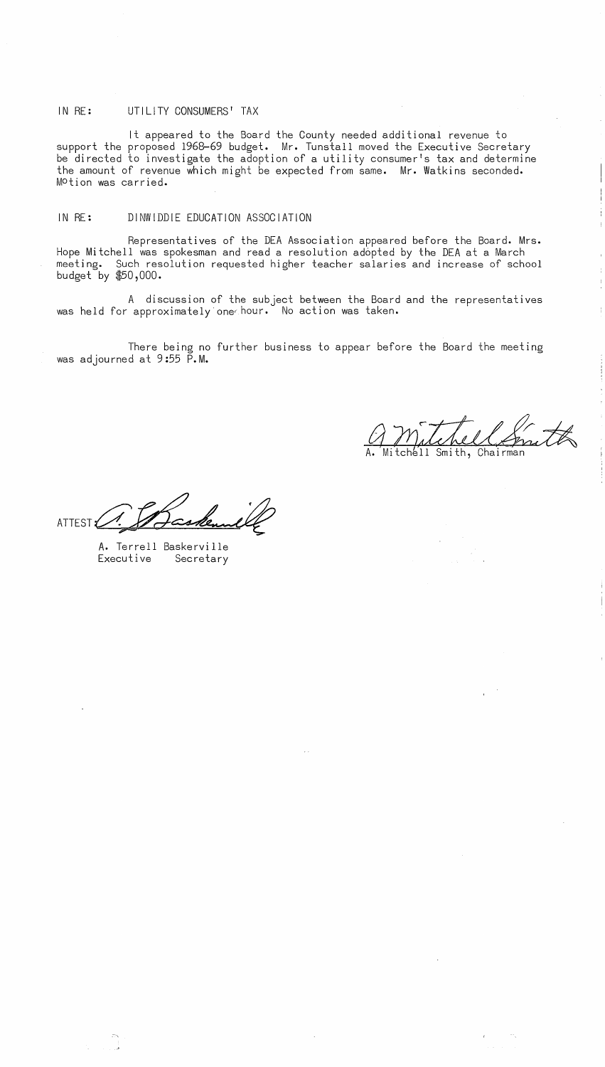IN RE: UTILITY CONSUMERS' TAX

It appeared to the Board the County needed additional revenue to support the proposed 1968-69 budget. Mr. Tunstall moved the Executive Secretary be directed to investigate the adoption of a utility consumer's tax and determine the amount of revenue which might be expected from same. Mr. Watkins seconded. Motion was carried.

IN RE: DINWIDDIE EDUCATION ASSOCIATION

Representatives of the DEA Association appeared before the Board. Mrs. Hope Mitchell was spokesman and read a resolution adopted by the DEA at a March meeting. Such resolution requested higher teacher salaries and increase of school budget by $50,000.

A discussion of the subject between the Board and the representatives was held for approximately one hour. No action was taken.

There being no further business to appear before the Board the meeting was adjourned at 9:55 P.M.

A. Mitchell Smith, Chairman

ATTEST:

A. Terrell Baskerville
Executive Secretary